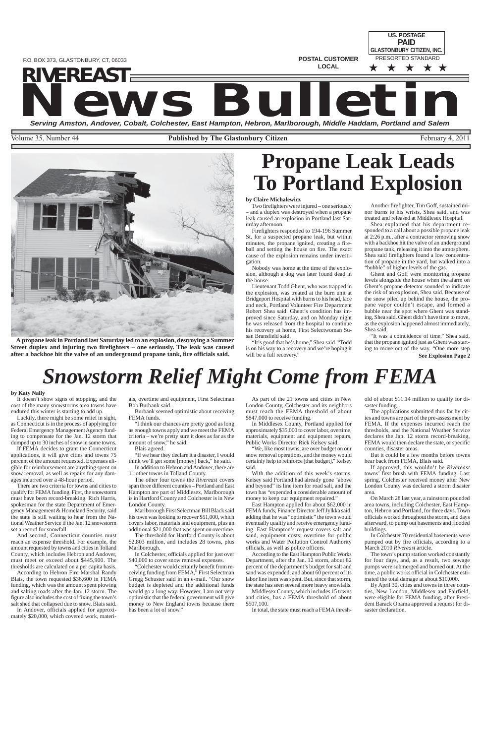P.O. BOX 373, GLASTONBURY, CT, 06033

POSTAL CUSTOMER
LOCAL

US. POSTAGE
PAID
GLASTONBURY CITIZEN, INC.
PRESORTED STANDARD

# RIVEREAST News Bulletin

*Serving Amston, Andover, Cobalt, Colchester, East Hampton, Hebron, Marlborough, Middle Haddam, Portland and Salem*

Volume 35, Number 44 — **Published by The Glastonbury Citizen** — February 4, 2011

**A propane leak in Portland last Saturday led to an explosion, destroying a Summer Street duplex and injuring two firefighters – one seriously. The leak was caused after a backhoe hit the valve of an underground propane tank, fire officials said.**

# Propane Leak Leads To Portland Explosion

**by Claire Michalewicz**

Two firefighters were injured – one seriously – and a duplex was destroyed when a propane leak caused an explosion in Portland last Saturday afternoon.

Firefighters responded to 194-196 Summer St. for a suspected propane leak, but within minutes, the propane ignited, creating a fireball and setting the house on fire. The exact cause of the explosion remains under investigation.

Nobody was home at the time of the explosion, although a dog was later found dead in the house.

Lieutenant Todd Ghent, who was trapped in the explosion, was treated at the burn unit at Bridgeport Hospital with burns to his head, face and neck, Portland Volunteer Fire Department Robert Shea said. Ghent's condition has improved since Saturday, and on Monday night he was released from the hospital to continue his recovery at home, First Selectwoman Susan Bransfield said.

"It's good that he's home," Shea said. "Todd is on his way to a recovery and we're hoping it will be a full recovery."

Another firefighter, Tim Goff, sustained minor burns to his wrists, Shea said, and was treated and released at Middlesex Hospital.

Shea explained that his department responded to a call about a possible propane leak at 2:26 p.m., after a contractor removing snow with a backhoe hit the valve of an underground propane tank, releasing it into the atmosphere. Shea said firefighters found a low concentration of propane in the yard, but walked into a "bubble" of higher levels of the gas.

Ghent and Goff were monitoring propane levels alongside the house when the alarm on Ghent's propane detector sounded to indicate the risk of an explosion, Shea said. Because of the snow piled up behind the house, the propane vapor couldn't escape, and formed a bubble near the spot where Ghent was standing, Shea said. Ghent didn't have time to move, as the explosion happened almost immediately, Shea said.

"It was a coincidence of time," Shea said, that the propane ignited just as Ghent was starting to move out of the way. "One more step

**See Explosion Page 2**

# *Snowstorm Relief Might Come from FEMA*

**by Katy Nally**

It doesn't show signs of stopping, and the cost of the many snowstorms area towns have endured this winter is starting to add up.

Luckily, there might be some relief in sight, as Connecticut is in the process of applying for Federal Emergency Management Agency funding to compensate for the Jan. 12 storm that dumped up to 30 inches of snow in some towns.

If FEMA decides to grant the Connecticut applications, it will give cities and towns 75 percent of the amount requested. Expenses eligible for reimbursement are anything spent on snow removal, as well as repairs for any damages incurred over a 48-hour period.

There are two criteria for towns and cities to qualify for FEMA funding. First, the snowstorm must have been record-breaking. Rich Harris, spokesman for the state Department of Emergency Management & Homeland Security, said the state is still waiting to hear from the National Weather Service if the Jan. 12 snowstorm set a record for snowfall.

And second, Connecticut counties must reach an expense threshold. For example, the amount requested by towns and cities in Tolland County, which includes Hebron and Andover, must meet or exceed about $445,900. The thresholds are calculated on a per capita basis.

According to Hebron Fire Marshal Randy Blais, the town requested $36,600 in FEMA funding, which was the amount spent plowing and salting roads after the Jan. 12 storm. The figure also includes the cost of fixing the town's salt shed that collapsed due to snow, Blais said.

In Andover, officials applied for approximately $20,000, which covered work, materials, overtime and equipment, First Selectman Bob Burbank said.

Burbank seemed optimistic about receiving FEMA funds.

"I think our chances are pretty good as long as enough towns apply and we meet the FEMA criteria – we're pretty sure it does as far as the amount of snow," he said.

Blais agreed.

"If we hear they declare it a disaster, I would think we'll get some [money] back," he said.

In addition to Hebron and Andover, there are 11 other towns in Tolland County.

The other four towns the *Rivereast* covers span three different counties – Portland and East Hampton are part of Middlesex, Marlborough is in Hartford County and Colchester is in New London County.

Marlborough First Selectman Bill Black said his town was looking to recover $51,000, which covers labor, materials and equipment, plus an additional $21,000 that was spent on overtime.

The threshold for Hartford County is about $2.803 million, and includes 28 towns, plus Marlborough.

In Colchester, officials applied for just over $40,000 to cover snow removal expenses.

"Colchester would certainly benefit from receiving funding from FEMA," First Selectman Gregg Schuster said in an e-mail. "Our snow budget is depleted and the additional funds would go a long way. However, I am not very optimistic that the federal government will give money to New England towns because there has been a lot of snow."

As part of the 21 towns and cities in New London County, Colchester and its neighbors must reach the FEMA threshold of about $847,000 to receive funding.

In Middlesex County, Portland applied for approximately $35,000 to cover labor, overtime, materials, equipment and equipment repairs, Public Works Director Rick Kelsey said.

"We, like most towns, are over budget on our snow removal operations, and the money would certainly help to reinforce [that budget]," Kelsey said.

With the addition of this week's storms, Kelsey said Portland had already gone "above and beyond" its line item for road salt, and the town has "expended a considerable amount of money to keep our equipment repaired."

East Hampton applied for about $62,000 in FEMA funds, Finance Director Jeff Jylkka said, adding that he was "optimistic" the town would eventually qualify and receive emergency funding. East Hampton's request covers salt and sand, equipment costs, overtime for public works and Water Pollution Control Authority officials, as well as police officers.

According to the East Hampton Public Works Department, after the Jan. 12 storm, about 82 percent of the department's budget for salt and sand was expended, and about 60 percent of its labor line item was spent. But, since that storm, the state has seen several more heavy snowfalls.

Middlesex County, which includes 15 towns and cities, has a FEMA threshold of about $507,100.

In total, the state must reach a FEMA threshold of about $11.14 million to qualify for disaster funding.

The applications submitted thus far by cities and towns are part of the pre-assessment by FEMA. If the expenses incurred reach the thresholds, and the National Weather Service declares the Jan. 12 storm record-breaking, FEMA would then declare the state, or specific counties, disaster areas.

But it could be a few months before towns hear back from FEMA, Blais said.

If approved, this wouldn't be *Rivereast* towns' first brush with FEMA funding. Last spring, Colchester received money after New London County was declared a storm disaster area.

On March 28 last year, a rainstorm pounded area towns, including Colchester, East Hampton, Hebron and Portland, for three days. Town officials worked throughout the storm, and days afterward, to pump out basements and flooded buildings.

In Colchester 70 residential basements were pumped out by fire officials, according to a March 2010 *Rivereast* article.

The town's pump station worked constantly for four days, and, as a result, two sewage pumps were submerged and burned out. At the time, a public works official in Colchester estimated the total damage at about $10,000.

By April 30, cities and towns in three counties, New London, Middlesex and Fairfield, were eligible for FEMA funding, after President Barack Obama approved a request for disaster declaration.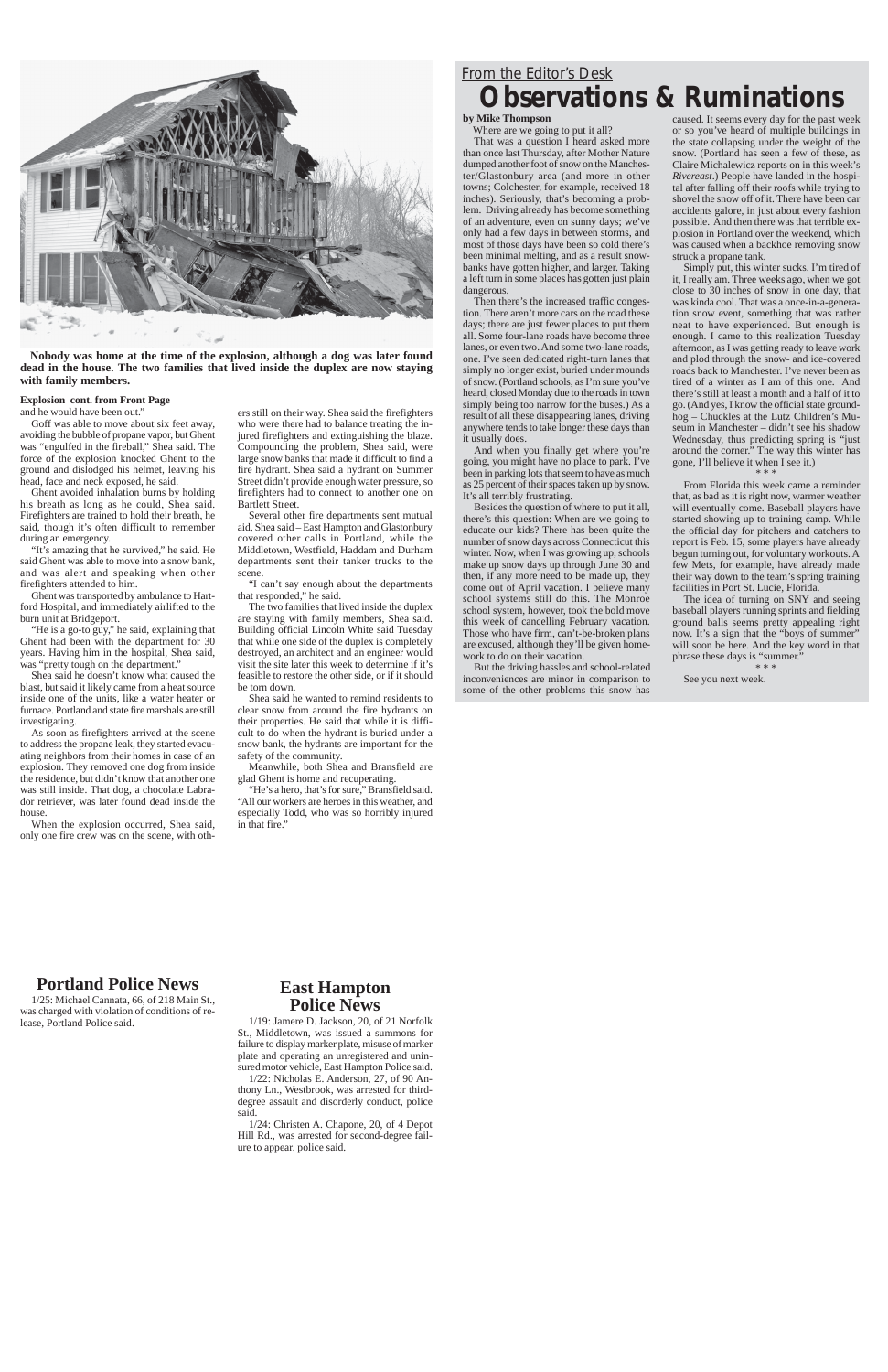Nobody was home at the time of the explosion, although a dog was later found dead in the house. The two families that lived inside the duplex are now staying with family members.

**Explosion cont. from Front Page**

and he would have been out."

Goff was able to move about six feet away, avoiding the bubble of propane vapor, but Ghent was "engulfed in the fireball," Shea said. The force of the explosion knocked Ghent to the ground and dislodged his helmet, leaving his head, face and neck exposed, he said.

Ghent avoided inhalation burns by holding his breath as long as he could, Shea said. Firefighters are trained to hold their breath, he said, though it's often difficult to remember during an emergency.

"It's amazing that he survived," he said. He said Ghent was able to move into a snow bank, and was alert and speaking when other firefighters attended to him.

Ghent was transported by ambulance to Hartford Hospital, and immediately airlifted to the burn unit at Bridgeport.

"He is a go-to guy," he said, explaining that Ghent had been with the department for 30 years. Having him in the hospital, Shea said, was "pretty tough on the department."

Shea said he doesn't know what caused the blast, but said it likely came from a heat source inside one of the units, like a water heater or furnace. Portland and state fire marshals are still investigating.

As soon as firefighters arrived at the scene to address the propane leak, they started evacuating neighbors from their homes in case of an explosion. They removed one dog from inside the residence, but didn't know that another one was still inside. That dog, a chocolate Labrador retriever, was later found dead inside the house.

When the explosion occurred, Shea said, only one fire crew was on the scene, with others still on their way. Shea said the firefighters who were there had to balance treating the injured firefighters and extinguishing the blaze. Compounding the problem, Shea said, were large snow banks that made it difficult to find a fire hydrant. Shea said a hydrant on Summer Street didn't provide enough water pressure, so firefighters had to connect to another one on Bartlett Street.

Several other fire departments sent mutual aid, Shea said – East Hampton and Glastonbury covered other calls in Portland, while the Middletown, Westfield, Haddam and Durham departments sent their tanker trucks to the scene.

"I can't say enough about the departments that responded," he said.

The two families that lived inside the duplex are staying with family members, Shea said. Building official Lincoln White said Tuesday that while one side of the duplex is completely destroyed, an architect and an engineer would visit the site later this week to determine if it's feasible to restore the other side, or if it should be torn down.

Shea said he wanted to remind residents to clear snow from around the fire hydrants on their properties. He said that while it is difficult to do when the hydrant is buried under a snow bank, the hydrants are important for the safety of the community.

Meanwhile, both Shea and Bransfield are glad Ghent is home and recuperating.

"He's a hero, that's for sure," Bransfield said. "All our workers are heroes in this weather, and especially Todd, who was so horribly injured in that fire."

From the Editor's Desk

# Observations & Ruminations

**by Mike Thompson**

Where are we going to put it all?

That was a question I heard asked more than once last Thursday, after Mother Nature dumped another foot of snow on the Manchester/Glastonbury area (and more in other towns; Colchester, for example, received 18 inches). Seriously, that's becoming a problem. Driving already has become something of an adventure, even on sunny days; we've only had a few days in between storms, and most of those days have been so cold there's been minimal melting, and as a result snowbanks have gotten higher, and larger. Taking a left turn in some places has gotten just plain dangerous.

Then there's the increased traffic congestion. There aren't more cars on the road these days; there are just fewer places to put them all. Some four-lane roads have become three lanes, or even two. And some two-lane roads, one. I've seen dedicated right-turn lanes that simply no longer exist, buried under mounds of snow. (Portland schools, as I'm sure you've heard, closed Monday due to the roads in town simply being too narrow for the buses.) As a result of all these disappearing lanes, driving anywhere tends to take longer these days than it usually does.

And when you finally get where you're going, you might have no place to park. I've been in parking lots that seem to have as much as 25 percent of their spaces taken up by snow. It's all terribly frustrating.

Besides the question of where to put it all, there's this question: When are we going to educate our kids? There has been quite the number of snow days across Connecticut this winter. Now, when I was growing up, schools make up snow days up through June 30 and then, if any more need to be made up, they come out of April vacation. I believe many school systems still do this. The Monroe school system, however, took the bold move this week of cancelling February vacation. Those who have firm, can't-be-broken plans are excused, although they'll be given homework to do on their vacation.

But the driving hassles and school-related inconveniences are minor in comparison to some of the other problems this snow has caused. It seems every day for the past week or so you've heard of multiple buildings in the state collapsing under the weight of the snow. (Portland has seen a few of these, as Claire Michalewicz reports on in this week's *Rivereast*.) People have landed in the hospital after falling off their roofs while trying to shovel the snow off of it. There have been car accidents galore, in just about every fashion possible. And then there was that terrible explosion in Portland over the weekend, which was caused when a backhoe removing snow struck a propane tank.

Simply put, this winter sucks. I'm tired of it, I really am. Three weeks ago, when we got close to 30 inches of snow in one day, that was kinda cool. That was a once-in-a-generation snow event, something that was rather neat to have experienced. But enough is enough. I came to this realization Tuesday afternoon, as I was getting ready to leave work and plod through the snow- and ice-covered roads back to Manchester. I've never been as tired of a winter as I am of this one. And there's still at least a month and a half of it to go. (And yes, I know the official state groundhog – Chuckles at the Lutz Children's Museum in Manchester – didn't see his shadow Wednesday, thus predicting spring is "just around the corner." The way this winter has gone, I'll believe it when I see it.)

\* \* \*

From Florida this week came a reminder that, as bad as it is right now, warmer weather will eventually come. Baseball players have started showing up to training camp. While the official day for pitchers and catchers to report is Feb. 15, some players have already begun turning out, for voluntary workouts. A few Mets, for example, have already made their way down to the team's spring training facilities in Port St. Lucie, Florida.

The idea of turning on SNY and seeing baseball players running sprints and fielding ground balls seems pretty appealing right now. It's a sign that the "boys of summer" will soon be here. And the key word in that phrase these days is "summer."

\* \* \*

See you next week.

## Portland Police News

1/25: Michael Cannata, 66, of 218 Main St., was charged with violation of conditions of release, Portland Police said.

## East Hampton Police News

1/19: Jamere D. Jackson, 20, of 21 Norfolk St., Middletown, was issued a summons for failure to display marker plate, misuse of marker plate and operating an unregistered and uninsured motor vehicle, East Hampton Police said.

1/22: Nicholas E. Anderson, 27, of 90 Anthony Ln., Westbrook, was arrested for third-degree assault and disorderly conduct, police said.

1/24: Christen A. Chapone, 20, of 4 Depot Hill Rd., was arrested for second-degree failure to appear, police said.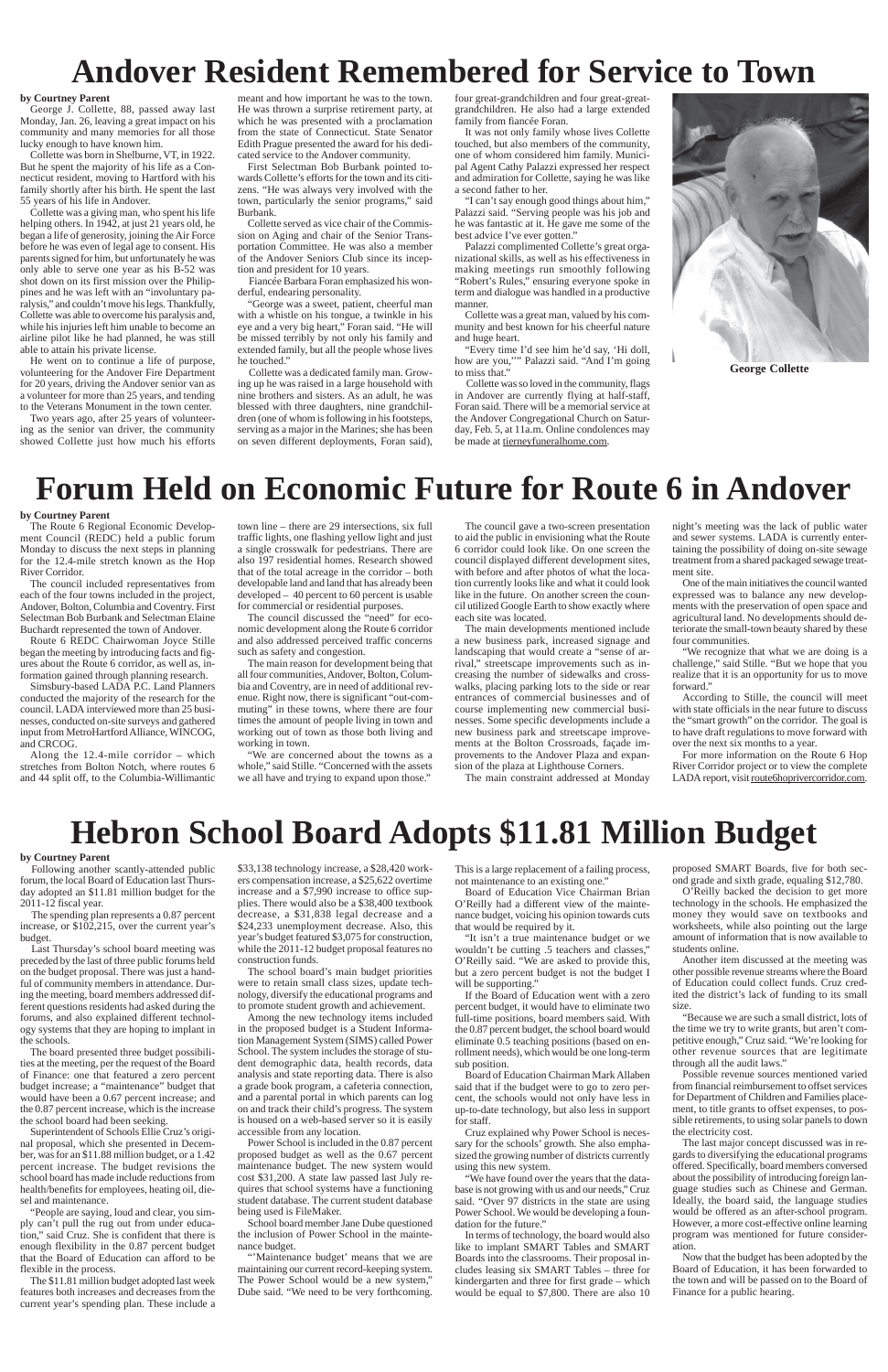# Andover Resident Remembered for Service to Town

**by Courtney Parent**

George J. Collette, 88, passed away last Monday, Jan. 26, leaving a great impact on his community and many memories for all those lucky enough to have known him.

Collette was born in Shelburne, VT, in 1922. But he spent the majority of his life as a Connecticut resident, moving to Hartford with his family shortly after his birth. He spent the last 55 years of his life in Andover.

Collette was a giving man, who spent his life helping others. In 1942, at just 21 years old, he began a life of generosity, joining the Air Force before he was even of legal age to consent. His parents signed for him, but unfortunately he was only able to serve one year as his B-52 was shot down on its first mission over the Philippines and he was left with an "involuntary paralysis," and couldn't move his legs. Thankfully, Collette was able to overcome his paralysis and, while his injuries left him unable to become an airline pilot like he had planned, he was still able to attain his private license.

He went on to continue a life of purpose, volunteering for the Andover Fire Department for 20 years, driving the Andover senior van as a volunteer for more than 25 years, and tending to the Veterans Monument in the town center.

Two years ago, after 25 years of volunteering as the senior van driver, the community showed Collette just how much his efforts meant and how important he was to the town. He was thrown a surprise retirement party, at which he was presented with a proclamation from the state of Connecticut. State Senator Edith Prague presented the award for his dedicated service to the Andover community.

First Selectman Bob Burbank pointed towards Collette's efforts for the town and its citizens. "He was always very involved with the town, particularly the senior programs," said Burbank.

Collette served as vice chair of the Commission on Aging and chair of the Senior Transportation Committee. He was also a member of the Andover Seniors Club since its inception and president for 10 years.

Fiancée Barbara Foran emphasized his wonderful, endearing personality.

"George was a sweet, patient, cheerful man with a whistle on his tongue, a twinkle in his eye and a very big heart," Foran said. "He will be missed terribly by not only his family and extended family, but all the people whose lives he touched."

Collette was a dedicated family man. Growing up he was raised in a large household with nine brothers and sisters. As an adult, he was blessed with three daughters, nine grandchildren (one of whom is following in his footsteps, serving as a major in the Marines; she has been on seven different deployments, Foran said), four great-grandchildren and four great-great-grandchildren. He also had a large extended family from fiancée Foran.

It was not only family whose lives Collette touched, but also members of the community, one of whom considered him family. Municipal Agent Cathy Palazzi expressed her respect and admiration for Collette, saying he was like a second father to her.

"I can't say enough good things about him," Palazzi said. "Serving people was his job and he was fantastic at it. He gave me some of the best advice I've ever gotten."

Palazzi complimented Collette's great organizational skills, as well as his effectiveness in making meetings run smoothly following "Robert's Rules," ensuring everyone spoke in term and dialogue was handled in a productive manner.

Collette was a great man, valued by his community and best known for his cheerful nature and huge heart.

"Every time I'd see him he'd say, 'Hi doll, how are you,'" Palazzi said. "And I'm going to miss that."

Collette was so loved in the community, flags in Andover are currently flying at half-staff, Foran said. There will be a memorial service at the Andover Congregational Church on Saturday, Feb. 5, at 11a.m. Online condolences may be made at tierneyfuneralhome.com.

**George Collette**

# Forum Held on Economic Future for Route 6 in Andover

**by Courtney Parent**

The Route 6 Regional Economic Development Council (REDC) held a public forum Monday to discuss the next steps in planning for the 12.4-mile stretch known as the Hop River Corridor.

The council included representatives from each of the four towns included in the project, Andover, Bolton, Columbia and Coventry. First Selectman Bob Burbank and Selectman Elaine Buchardt represented the town of Andover.

Route 6 REDC Chairwoman Joyce Stille began the meeting by introducing facts and figures about the Route 6 corridor, as well as, information gained through planning research.

Simsbury-based LADA P.C. Land Planners conducted the majority of the research for the council. LADA interviewed more than 25 businesses, conducted on-site surveys and gathered input from MetroHartford Alliance, WINCOG, and CRCOG.

Along the 12.4-mile corridor – which stretches from Bolton Notch, where routes 6 and 44 split off, to the Columbia-Willimantic town line – there are 29 intersections, six full traffic lights, one flashing yellow light and just a single crosswalk for pedestrians. There are also 197 residential homes. Research showed that of the total acreage in the corridor – both developable land and land that has already been developed – 40 percent to 60 percent is usable for commercial or residential purposes.

The council discussed the "need" for economic development along the Route 6 corridor and also addressed perceived traffic concerns such as safety and congestion.

The main reason for development being that all four communities, Andover, Bolton, Columbia and Coventry, are in need of additional revenue. Right now, there is significant "out-commuting" in these towns, where there are four times the amount of people living in town and working out of town as those both living and working in town.

"We are concerned about the towns as a whole," said Stille. "Concerned with the assets we all have and trying to expand upon those."

The council gave a two-screen presentation to aid the public in envisioning what the Route 6 corridor could look like. On one screen the council displayed different development sites, with before and after photos of what the location currently looks like and what it could look like in the future. On another screen the council utilized Google Earth to show exactly where each site was located.

The main developments mentioned include a new business park, increased signage and landscaping that would create a "sense of arrival," streetscape improvements such as increasing the number of sidewalks and crosswalks, placing parking lots to the side or rear entrances of commercial businesses and of course implementing new commercial businesses. Some specific developments include a new business park and streetscape improvements at the Bolton Crossroads, façade improvements to the Andover Plaza and expansion of the plaza at Lighthouse Corners.

The main constraint addressed at Monday night's meeting was the lack of public water and sewer systems. LADA is currently entertaining the possibility of doing on-site sewage treatment from a shared packaged sewage treatment site.

One of the main initiatives the council wanted expressed was to balance any new developments with the preservation of open space and agricultural land. No developments should deteriorate the small-town beauty shared by these four communities.

"We recognize that what we are doing is a challenge," said Stille. "But we hope that you realize that it is an opportunity for us to move forward."

According to Stille, the council will meet with state officials in the near future to discuss the "smart growth" on the corridor. The goal is to have draft regulations to move forward with over the next six months to a year.

For more information on the Route 6 Hop River Corridor project or to view the complete LADA report, visit route6hoprivercorridor.com.

# Hebron School Board Adopts $11.81 Million Budget

**by Courtney Parent**

Following another scantly-attended public forum, the local Board of Education last Thursday adopted an $11.81 million budget for the 2011-12 fiscal year.

The spending plan represents a 0.87 percent increase, or $102,215, over the current year's budget.

Last Thursday's school board meeting was preceded by the last of three public forums held on the budget proposal. There was just a handful of community members in attendance. During the meeting, board members addressed different questions residents had asked during the forums, and also explained different technology systems that they are hoping to implant in the schools.

The board presented three budget possibilities at the meeting, per the request of the Board of Finance: one that featured a zero percent budget increase; a "maintenance" budget that would have been a 0.67 percent increase; and the 0.87 percent increase, which is the increase the school board had been seeking.

Superintendent of Schools Ellie Cruz's original proposal, which she presented in December, was for an $11.88 million budget, or a 1.42 percent increase. The budget revisions the school board has made include reductions from health/benefits for employees, heating oil, diesel and maintenance.

"People are saying, loud and clear, you simply can't pull the rug out from under education," said Cruz. She is confident that there is enough flexibility in the 0.87 percent budget that the Board of Education can afford to be flexible in the process.

The $11.81 million budget adopted last week features both increases and decreases from the current year's spending plan. These include a $33,138 technology increase, a $28,420 workers compensation increase, a $25,622 overtime increase and a $7,990 increase to office supplies. There will also be a $38,400 textbook decrease, a $31,838 legal decrease and a $24,233 unemployment decrease. Also, this year's budget featured $3,075 for construction, while the 2011-12 budget proposal features no construction funds.

The school board's main budget priorities were to retain small class sizes, update technology, diversify the educational programs and to promote student growth and achievement.

Among the new technology items included in the proposed budget is a Student Information Management System (SIMS) called Power School. The system includes the storage of student demographic data, health records, data analysis and state reporting data. There is also a grade book program, a cafeteria connection, and a parental portal in which parents can log on and track their child's progress. The system is housed on a web-based server so it is easily accessible from any location.

Power School is included in the 0.87 percent proposed budget as well as the 0.67 percent maintenance budget. The new system would cost $31,200. A state law passed last July requires that school systems have a functioning student database. The current student database being used is FileMaker.

School board member Jane Dube questioned the inclusion of Power School in the maintenance budget.

"'Maintenance budget' means that we are maintaining our current record-keeping system. The Power School would be a new system," Dube said. "We need to be very forthcoming. This is a large replacement of a failing process, not maintenance to an existing one."

Board of Education Vice Chairman Brian O'Reilly had a different view of the maintenance budget, voicing his opinion towards cuts that would be required by it.

"It isn't a true maintenance budget or we wouldn't be cutting .5 teachers and classes," O'Reilly said. "We are asked to provide this, but a zero percent budget is not the budget I will be supporting."

If the Board of Education went with a zero percent budget, it would have to eliminate two full-time positions, board members said. With the 0.87 percent budget, the school board would eliminate 0.5 teaching positions (based on enrollment needs), which would be one long-term sub position.

Board of Education Chairman Mark Allaben said that if the budget were to go to zero percent, the schools would not only have less in up-to-date technology, but also less in support for staff.

Cruz explained why Power School is necessary for the schools' growth. She also emphasized the growing number of districts currently using this new system.

"We have found over the years that the database is not growing with us and our needs," Cruz said. "Over 97 districts in the state are using Power School. We would be developing a foundation for the future."

In terms of technology, the board would also like to implant SMART Tables and SMART Boards into the classrooms. Their proposal includes leasing six SMART Tables – three for kindergarten and three for first grade – which would be equal to $7,800. There are also 10 proposed SMART Boards, five for both second grade and sixth grade, equaling $12,780.

O'Reilly backed the decision to get more technology in the schools. He emphasized the money they would save on textbooks and worksheets, while also pointing out the large amount of information that is now available to students online.

Another item discussed at the meeting was other possible revenue streams where the Board of Education could collect funds. Cruz credited the district's lack of funding to its small size.

"Because we are such a small district, lots of the time we try to write grants, but aren't competitive enough," Cruz said. "We're looking for other revenue sources that are legitimate through all the audit laws."

Possible revenue sources mentioned varied from financial reimbursement to offset services for Department of Children and Families placement, to title grants to offset expenses, to possible retirements, to using solar panels to down the electricity cost.

The last major concept discussed was in regards to diversifying the educational programs offered. Specifically, board members conversed about the possibility of introducing foreign language studies such as Chinese and German. Ideally, the board said, the language studies would be offered as an after-school program. However, a more cost-effective online learning program was mentioned for future consideration.

Now that the budget has been adopted by the Board of Education, it has been forwarded to the town and will be passed on to the Board of Finance for a public hearing.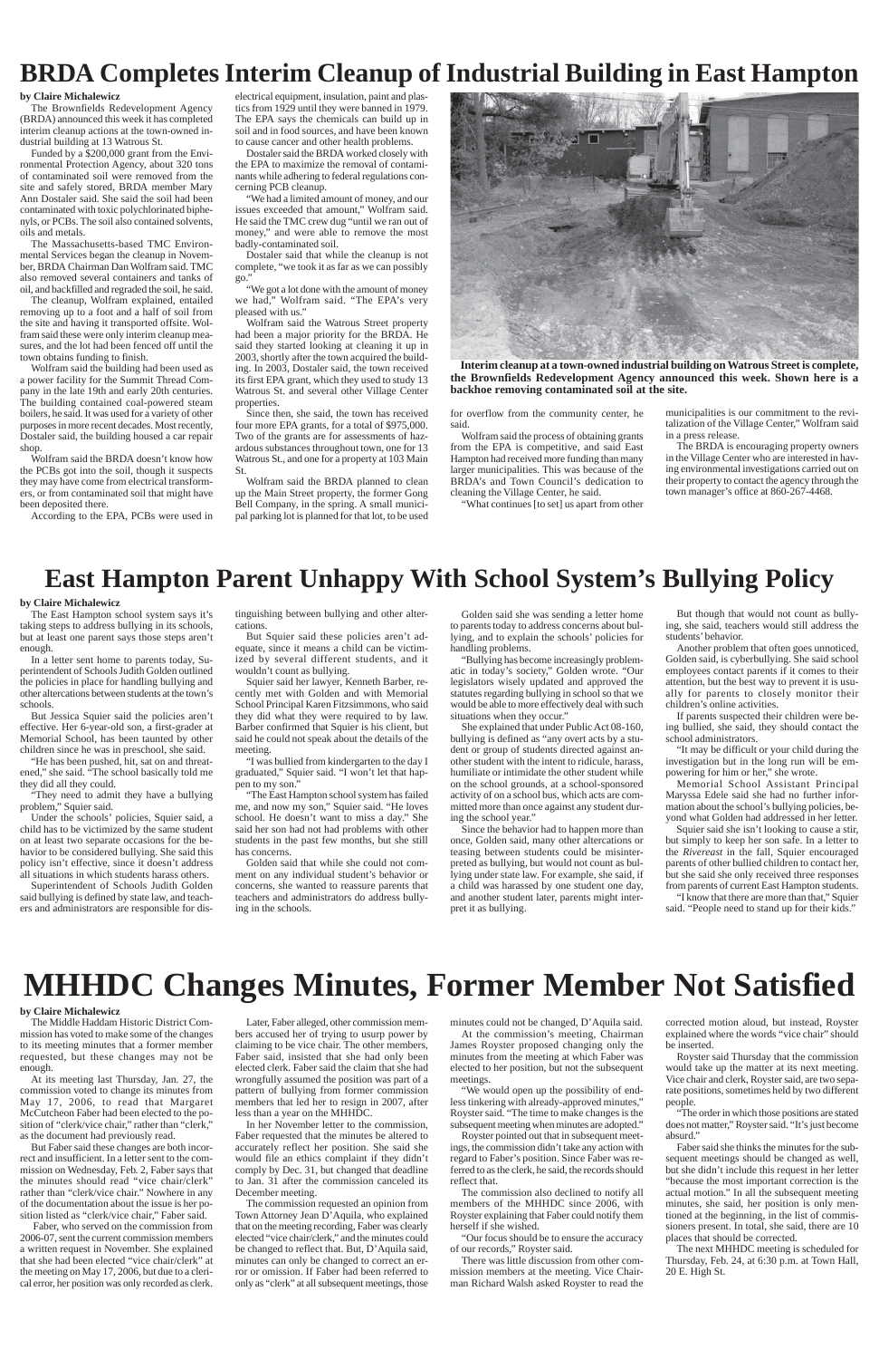# BRDA Completes Interim Cleanup of Industrial Building in East Hampton

**by Claire Michalewicz**

The Brownfields Redevelopment Agency (BRDA) announced this week it has completed interim cleanup actions at the town-owned industrial building at 13 Watrous St.

Funded by a $200,000 grant from the Environmental Protection Agency, about 320 tons of contaminated soil were removed from the site and safely stored, BRDA member Mary Ann Dostaler said. She said the soil had been contaminated with toxic polychlorinated biphenyls, or PCBs. The soil also contained solvents, oils and metals.

The Massachusetts-based TMC Environmental Services began the cleanup in November, BRDA Chairman Dan Wolfram said. TMC also removed several containers and tanks of oil, and backfilled and regraded the soil, he said.

The cleanup, Wolfram explained, entailed removing up to a foot and a half of soil from the site and having it transported offsite. Wolfram said these were only interim cleanup measures, and the lot had been fenced off until the town obtains funding to finish.

Wolfram said the building had been used as a power facility for the Summit Thread Company in the late 19th and early 20th centuries. The building contained coal-powered steam boilers, he said. It was used for a variety of other purposes in more recent decades. Most recently, Dostaler said, the building housed a car repair shop.

Wolfram said the BRDA doesn't know how the PCBs got into the soil, though it suspects they may have come from electrical transformers, or from contaminated soil that might have been deposited there.

According to the EPA, PCBs were used in electrical equipment, insulation, paint and plastics from 1929 until they were banned in 1979. The EPA says the chemicals can build up in soil and in food sources, and have been known to cause cancer and other health problems.

Dostaler said the BRDA worked closely with the EPA to maximize the removal of contaminants while adhering to federal regulations concerning PCB cleanup.

"We had a limited amount of money, and our issues exceeded that amount," Wolfram said. He said the TMC crew dug "until we ran out of money," and were able to remove the most badly-contaminated soil.

Dostaler said that while the cleanup is not complete, "we took it as far as we can possibly go."

"We got a lot done with the amount of money we had," Wolfram said. "The EPA's very pleased with us."

Wolfram said the Watrous Street property had been a major priority for the BRDA. He said they started looking at cleaning it up in 2003, shortly after the town acquired the building. In 2003, Dostaler said, the town received its first EPA grant, which they used to study 13 Watrous St. and several other Village Center properties.

Since then, she said, the town has received four more EPA grants, for a total of $975,000. Two of the grants are for assessments of hazardous substances throughout town, one for 13 Watrous St., and one for a property at 103 Main St.

Wolfram said the BRDA planned to clean up the Main Street property, the former Gong Bell Company, in the spring. A small municipal parking lot is planned for that lot, to be used for overflow from the community center, he said.

Wolfram said the process of obtaining grants from the EPA is competitive, and said East Hampton had received more funding than many larger municipalities. This was because of the BRDA's and Town Council's dedication to cleaning the Village Center, he said.

"What continues [to set] us apart from other municipalities is our commitment to the revitalization of the Village Center," Wolfram said in a press release.

The BRDA is encouraging property owners in the Village Center who are interested in having environmental investigations carried out on their property to contact the agency through the town manager's office at 860-267-4468.

**Interim cleanup at a town-owned industrial building on Watrous Street is complete, the Brownfields Redevelopment Agency announced this week. Shown here is a backhoe removing contaminated soil at the site.**

# East Hampton Parent Unhappy With School System's Bullying Policy

**by Claire Michalewicz**

The East Hampton school system says it's taking steps to address bullying in its schools, but at least one parent says those steps aren't enough.

In a letter sent home to parents today, Superintendent of Schools Judith Golden outlined the policies in place for handling bullying and other altercations between students at the town's schools.

But Jessica Squier said the policies aren't effective. Her 6-year-old son, a first-grader at Memorial School, has been taunted by other children since he was in preschool, she said.

"He has been pushed, hit, sat on and threatened," she said. "The school basically told me they did all they could.

"They need to admit they have a bullying problem," Squier said.

Under the schools' policies, Squier said, a child has to be victimized by the same student on at least two separate occasions for the behavior to be considered bullying. She said this policy isn't effective, since it doesn't address all situations in which students harass others.

Superintendent of Schools Judith Golden said bullying is defined by state law, and teachers and administrators are responsible for distinguishing between bullying and other altercations.

But Squier said these policies aren't adequate, since it means a child can be victimized by several different students, and it wouldn't count as bullying.

Squier said her lawyer, Kenneth Barber, recently met with Golden and with Memorial School Principal Karen Fitzsimmons, who said they did what they were required to by law. Barber confirmed that Squier is his client, but said he could not speak about the details of the meeting.

"I was bullied from kindergarten to the day I graduated," Squier said. "I won't let that happen to my son."

"The East Hampton school system has failed me, and now my son," Squier wrote. "He loves school. He doesn't want to miss a day." She said her son had not had problems with other students in the past few months, but she still has concerns.

Golden said that while she could not comment on any individual student's behavior or concerns, she wanted to reassure parents that teachers and administrators do address bullying in the schools.

Golden said she was sending a letter home to parents today to address concerns about bullying, and to explain the schools' policies for handling problems.

"Bullying has become increasingly problematic in today's society," Golden wrote. "Our legislators wisely updated and approved the statutes regarding bullying in school so that we would be able to more effectively deal with such situations when they occur."

She explained that under Public Act 08-160, bullying is defined as "any overt acts by a student or group of students directed against another student with the intent to ridicule, harass, humiliate or intimidate the other student while on the school grounds, at a school-sponsored activity of on a school bus, which acts are committed more than once against any student during the school year."

Since the behavior had to happen more than once, Golden said, many other altercations or teasing between students could be misinterpreted as bullying, but would not count as bullying under state law. For example, she said, if a child was harassed by one student one day, and another student later, parents might interpret it as bullying.

But though that would not count as bullying, she said, teachers would still address the students' behavior.

Another problem that often goes unnoticed, Golden said, is cyberbullying. She said school employees contact parents if it comes to their attention, but the best way to prevent it is usually for parents to closely monitor their children's online activities.

If parents suspected their children were being bullied, she said, they should contact the school administrators.

"It may be difficult or your child during the investigation but in the long run will be empowering for him or her," she wrote.

Memorial School Assistant Principal Maryssa Edele said she had no further information about the school's bullying policies, beyond what Golden had addressed in her letter.

Squier said she isn't looking to cause a stir, but simply to keep her son safe. In a letter to the *Rivereast* in the fall, Squier encouraged parents of other bullied children to contact her, but she said she only received three responses from parents of current East Hampton students.

"I know that there are more than that," Squier said. "People need to stand up for their kids."

# MHHDC Changes Minutes, Former Member Not Satisfied

**by Claire Michalewicz**

The Middle Haddam Historic District Commission has voted to make some of the changes to its meeting minutes that a former member requested, but these changes may not be enough.

At its meeting last Thursday, Jan. 27, the commission voted to change its minutes from May 17, 2006, to read that Margaret McCutcheon Faber had been elected to the position of "clerk/vice chair," rather than "clerk," as the document had previously read.

But Faber said these changes are both incorrect and insufficient. In a letter sent to the commission on Wednesday, Feb. 2, Faber says that the minutes should read "vice chair/clerk" rather than "clerk/vice chair." Nowhere in any of the documentation about the issue is her position listed as "clerk/vice chair," Faber said.

Faber, who served on the commission from 2006-07, sent the current commission members a written request in November. She explained that she had been elected "vice chair/clerk" at the meeting on May 17, 2006, but due to a clerical error, her position was only recorded as clerk.

Later, Faber alleged, other commission members accused her of trying to usurp power by claiming to be vice chair. The other members, Faber said, insisted that she had only been elected clerk. Faber said the claim that she had wrongfully assumed the position was part of a pattern of bullying from former commission members that led her to resign in 2007, after less than a year on the MHHDC.

In her November letter to the commission, Faber requested that the minutes be altered to accurately reflect her position. She said she would file an ethics complaint if they didn't comply by Dec. 31, but changed that deadline to Jan. 31 after the commission canceled its December meeting.

The commission requested an opinion from Town Attorney Jean D'Aquila, who explained that on the meeting recording, Faber was clearly elected "vice chair/clerk," and the minutes could be changed to reflect that. But, D'Aquila said, minutes can only be changed to correct an error or omission. If Faber had been referred to only as "clerk" at all subsequent meetings, those minutes could not be changed, D'Aquila said.

At the commission's meeting, Chairman James Royster proposed changing only the minutes from the meeting at which Faber was elected to her position, but not the subsequent meetings.

"We would open up the possibility of endless tinkering with already-approved minutes," Royster said. "The time to make changes is the subsequent meeting when minutes are adopted."

Royster pointed out that in subsequent meetings, the commission didn't take any action with regard to Faber's position. Since Faber was referred to as the clerk, he said, the records should reflect that.

The commission also declined to notify all members of the MHHDC since 2006, with Royster explaining that Faber could notify them herself if she wished.

"Our focus should be to ensure the accuracy of our records," Royster said.

There was little discussion from other commission members at the meeting. Vice Chairman Richard Walsh asked Royster to read the corrected motion aloud, but instead, Royster explained where the words "vice chair" should be inserted.

Royster said Thursday that the commission would take up the matter at its next meeting. Vice chair and clerk, Royster said, are two separate positions, sometimes held by two different people.

"The order in which those positions are stated does not matter," Royster said. "It's just become absurd."

Faber said she thinks the minutes for the subsequent meetings should be changed as well, but she didn't include this request in her letter "because the most important correction is the actual motion." In all the subsequent meeting minutes, she said, her position is only mentioned at the beginning, in the list of commissioners present. In total, she said, there are 10 places that should be corrected.

The next MHHDC meeting is scheduled for Thursday, Feb. 24, at 6:30 p.m. at Town Hall, 20 E. High St.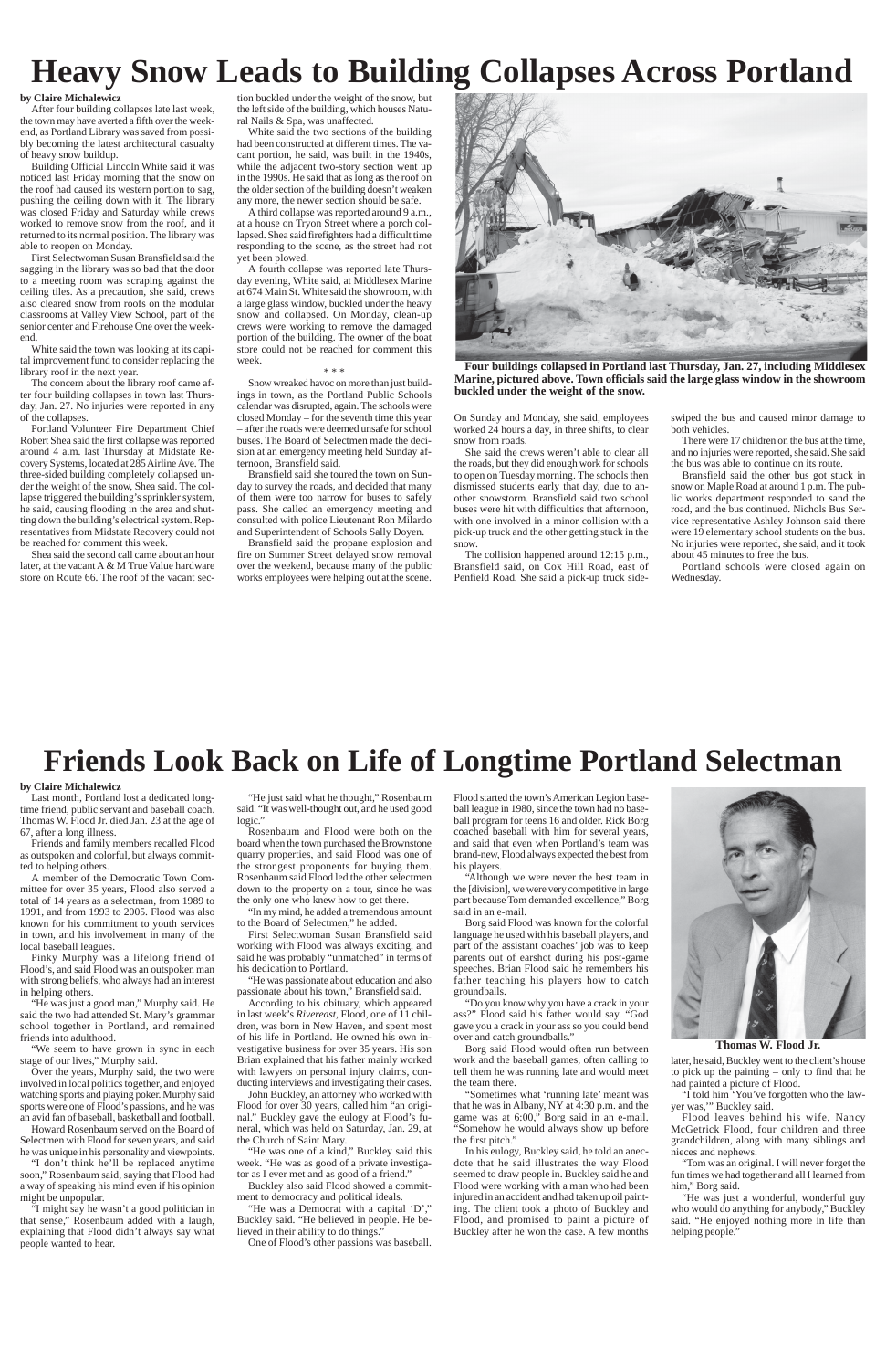# Heavy Snow Leads to Building Collapses Across Portland

**by Claire Michalewicz**

After four building collapses late last week, the town may have averted a fifth over the weekend, as Portland Library was saved from possibly becoming the latest architectural casualty of heavy snow buildup.

Building Official Lincoln White said it was noticed last Friday morning that the snow on the roof had caused its western portion to sag, pushing the ceiling down with it. The library was closed Friday and Saturday while crews worked to remove snow from the roof, and it returned to its normal position. The library was able to reopen on Monday.

First Selectwoman Susan Bransfield said the sagging in the library was so bad that the door to a meeting room was scraping against the ceiling tiles. As a precaution, she said, crews also cleared snow from roofs on the modular classrooms at Valley View School, part of the senior center and Firehouse One over the weekend.

White said the town was looking at its capital improvement fund to consider replacing the library roof in the next year.

The concern about the library roof came after four building collapses in town last Thursday, Jan. 27. No injuries were reported in any of the collapses.

Portland Volunteer Fire Department Chief Robert Shea said the first collapse was reported around 4 a.m. last Thursday at Midstate Recovery Systems, located at 285 Airline Ave. The three-sided building completely collapsed under the weight of the snow, Shea said. The collapse triggered the building's sprinkler system, he said, causing flooding in the area and shutting down the building's electrical system. Representatives from Midstate Recovery could not be reached for comment this week.

Shea said the second call came about an hour later, at the vacant A & M True Value hardware store on Route 66. The roof of the vacant section buckled under the weight of the snow, but the left side of the building, which houses Natural Nails & Spa, was unaffected.

White said the two sections of the building had been constructed at different times. The vacant portion, he said, was built in the 1940s, while the adjacent two-story section went up in the 1990s. He said that as long as the roof on the older section of the building doesn't weaken any more, the newer section should be safe.

A third collapse was reported around 9 a.m., at a house on Tryon Street where a porch collapsed. Shea said firefighters had a difficult time responding to the scene, as the street had not yet been plowed.

A fourth collapse was reported late Thursday evening, White said, at Middlesex Marine at 674 Main St. White said the showroom, with a large glass window, buckled under the heavy snow and collapsed. On Monday, clean-up crews were working to remove the damaged portion of the building. The owner of the boat store could not be reached for comment this week.

\* \* \*

Snow wreaked havoc on more than just buildings in town, as the Portland Public Schools calendar was disrupted, again. The schools were closed Monday – for the seventh time this year – after the roads were deemed unsafe for school buses. The Board of Selectmen made the decision at an emergency meeting held Sunday afternoon, Bransfield said.

Bransfield said she toured the town on Sunday to survey the roads, and decided that many of them were too narrow for buses to safely pass. She called an emergency meeting and consulted with police Lieutenant Ron Milardo and Superintendent of Schools Sally Doyen.

Bransfield said the propane explosion and fire on Summer Street delayed snow removal over the weekend, because many of the public works employees were helping out at the scene.

**Four buildings collapsed in Portland last Thursday, Jan. 27, including Middlesex Marine, pictured above. Town officials said the large glass window in the showroom buckled under the weight of the snow.**

On Sunday and Monday, she said, employees worked 24 hours a day, in three shifts, to clear snow from roads.

She said the crews weren't able to clear all the roads, but they did enough work for schools to open on Tuesday morning. The schools then dismissed students early that day, due to another snowstorm. Bransfield said two school buses were hit with difficulties that afternoon, with one involved in a minor collision with a pick-up truck and the other getting stuck in the snow.

The collision happened around 12:15 p.m., Bransfield said, on Cox Hill Road, east of Penfield Road. She said a pick-up truck sideswiped the bus and caused minor damage to both vehicles.

There were 17 children on the bus at the time, and no injuries were reported, she said. She said the bus was able to continue on its route.

Bransfield said the other bus got stuck in snow on Maple Road at around 1 p.m. The public works department responded to sand the road, and the bus continued. Nichols Bus Service representative Ashley Johnson said there were 19 elementary school students on the bus. No injuries were reported, she said, and it took about 45 minutes to free the bus.

Portland schools were closed again on Wednesday.

# Friends Look Back on Life of Longtime Portland Selectman

**by Claire Michalewicz**

Last month, Portland lost a dedicated longtime friend, public servant and baseball coach. Thomas W. Flood Jr. died Jan. 23 at the age of 67, after a long illness.

Friends and family members recalled Flood as outspoken and colorful, but always committed to helping others.

A member of the Democratic Town Committee for over 35 years, Flood also served a total of 14 years as a selectman, from 1989 to 1991, and from 1993 to 2005. Flood was also known for his commitment to youth services in town, and his involvement in many of the local baseball leagues.

Pinky Murphy was a lifelong friend of Flood's, and said Flood was an outspoken man with strong beliefs, who always had an interest in helping others.

"He was just a good man," Murphy said. He said the two had attended St. Mary's grammar school together in Portland, and remained friends into adulthood.

"We seem to have grown in sync in each stage of our lives," Murphy said.

Over the years, Murphy said, the two were involved in local politics together, and enjoyed watching sports and playing poker. Murphy said sports were one of Flood's passions, and he was an avid fan of baseball, basketball and football.

Howard Rosenbaum served on the Board of Selectmen with Flood for seven years, and said he was unique in his personality and viewpoints.

"I don't think he'll be replaced anytime soon," Rosenbaum said, saying that Flood had a way of speaking his mind even if his opinion might be unpopular.

"I might say he wasn't a good politician in that sense," Rosenbaum added with a laugh, explaining that Flood didn't always say what people wanted to hear.

"He just said what he thought," Rosenbaum said. "It was well-thought out, and he used good logic."

Rosenbaum and Flood were both on the board when the town purchased the Brownstone quarry properties, and said Flood was one of the strongest proponents for buying them. Rosenbaum said Flood led the other selectmen down to the property on a tour, since he was the only one who knew how to get there.

"In my mind, he added a tremendous amount to the Board of Selectmen," he added.

First Selectwoman Susan Bransfield said working with Flood was always exciting, and said he was probably "unmatched" in terms of his dedication to Portland.

"He was passionate about education and also passionate about his town," Bransfield said.

According to his obituary, which appeared in last week's *Rivereast*, Flood, one of 11 children, was born in New Haven, and spent most of his life in Portland. He owned his own investigative business for over 35 years. His son Brian explained that his father mainly worked with lawyers on personal injury claims, conducting interviews and investigating their cases.

John Buckley, an attorney who worked with Flood for over 30 years, called him "an original." Buckley gave the eulogy at Flood's funeral, which was held on Saturday, Jan. 29, at the Church of Saint Mary.

"He was one of a kind," Buckley said this week. "He was as good of a private investigator as I ever met and as good of a friend."

Buckley also said Flood showed a commitment to democracy and political ideals.

"He was a Democrat with a capital 'D'," Buckley said. "He believed in people. He believed in their ability to do things."

One of Flood's other passions was baseball. Flood started the town's American Legion baseball league in 1980, since the town had no baseball program for teens 16 and older. Rick Borg coached baseball with him for several years, and said that even when Portland's team was brand-new, Flood always expected the best from his players.

"Although we were never the best team in the [division], we were very competitive in large part because Tom demanded excellence," Borg said in an e-mail.

Borg said Flood was known for the colorful language he used with his baseball players, and part of the assistant coaches' job was to keep parents out of earshot during his post-game speeches. Brian Flood said he remembers his father teaching his players how to catch groundballs.

"Do you know why you have a crack in your ass?" Flood said his father would say. "God gave you a crack in your ass so you could bend over and catch groundballs."

Borg said Flood would often run between work and the baseball games, often calling to tell them he was running late and would meet the team there.

"Sometimes what 'running late' meant was that he was in Albany, NY at 4:30 p.m. and the game was at 6:00," Borg said in an e-mail. "Somehow he would always show up before the first pitch."

In his eulogy, Buckley said, he told an anecdote that he said illustrates the way Flood seemed to draw people in. Buckley said he and Flood were working with a man who had been injured in an accident and had taken up oil painting. The client took a photo of Buckley and Flood, and promised to paint a picture of Buckley after he won the case. A few months later, he said, Buckley went to the client's house to pick up the painting – only to find that he had painted a picture of Flood.

**Thomas W. Flood Jr.**

"I told him 'You've forgotten who the lawyer was,'" Buckley said.

Flood leaves behind his wife, Nancy McGetrick Flood, four children and three grandchildren, along with many siblings and nieces and nephews.

"Tom was an original. I will never forget the fun times we had together and all I learned from him," Borg said.

"He was just a wonderful, wonderful guy who would do anything for anybody," Buckley said. "He enjoyed nothing more in life than helping people."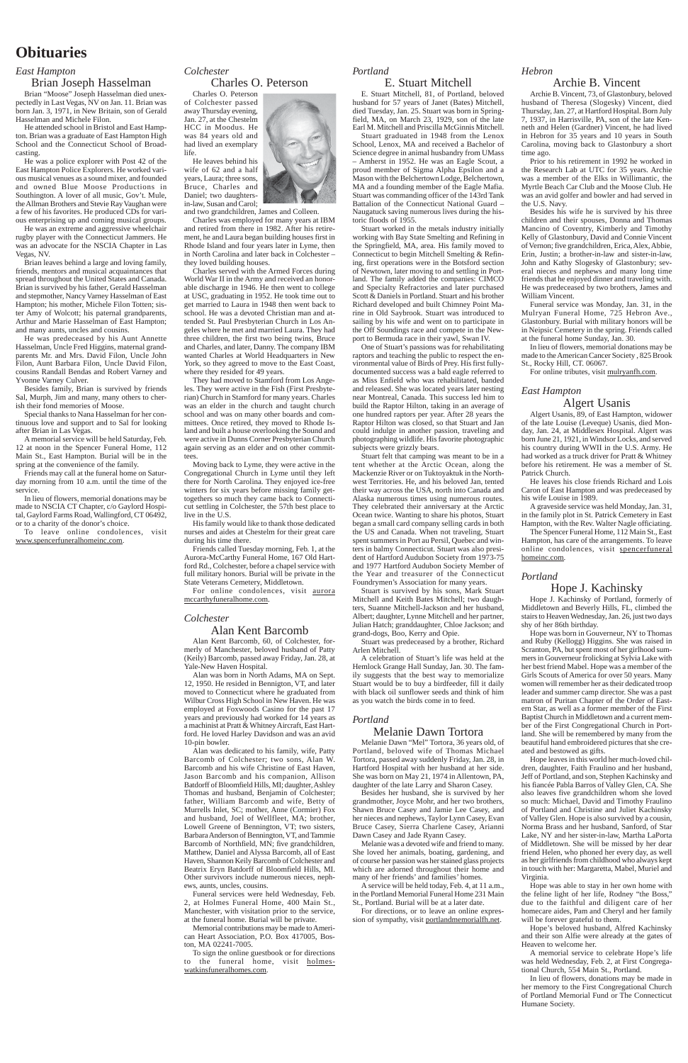# Obituaries

*East Hampton*

## Brian Joseph Hasselman

Brian "Moose" Joseph Hasselman died unexpectedly in Last Vegas, NV on Jan. 11. Brian was born Jan. 3, 1971, in New Britain, son of Gerald Hasselman and Michele Filon.

He attended school in Bristol and East Hampton. Brian was a graduate of East Hampton High School and the Connecticut School of Broadcasting.

He was a police explorer with Post 42 of the East Hampton Police Explorers. He worked various musical venues as a sound mixer, and founded and owned Blue Moose Productions in Southington. A lover of all music, Gov't. Mule, the Allman Brothers and Stevie Ray Vaughan were a few of his favorites. He produced CDs for various ous enterprising up and coming musical groups.

He was an extreme and aggressive wheelchair rugby player with the Connecticut Jammers. He was an advocate for the NSCIA Chapter in Las Vegas, NV.

Brian leaves behind a large and loving family, friends, mentors and musical acquaintances that spread throughout the United States and Canada. Brian is survived by his father, Gerald Hasselman and stepmother, Nancy Varney Hasselman of East Hampton; his mother, Michele Filon Totten; sister Amy of Wolcott; his paternal grandparents, Arthur and Marie Hasselman of East Hampton; and many aunts, uncles and cousins.

He was predeceased by his Aunt Annette Hasselman, Uncle Fred Higgins, maternal grandparents Mr. and Mrs. David Filon, Uncle John Filon, Aunt Barbara Filon, Uncle David Filon, cousins Randall Bendas and Robert Varney and Yvonne Varney Culver.

Besides family, Brian is survived by friends Sal, Murph, Jim and many, many others to cherish their fond memories of Moose.

Special thanks to Nana Hasselman for her continuous love and support and to Sal for looking after Brian in Las Vegas.

A memorial service will be held Saturday, Feb. 12 at noon in the Spencer Funeral Home, 112 Main St., East Hampton. Burial will be in the spring at the convenience of the family.

Friends may call at the funeral home on Saturday morning from 10 a.m. until the time of the service.

In lieu of flowers, memorial donations may be made to NSCIA CT Chapter, c/o Gaylord Hospital, Gaylord Farms Road, Wallingford, CT 06492, or to a charity of the donor's choice.

To leave online condolences, visit www.spencerfuneralhomeinc.com.

*Colchester*

## Charles O. Peterson

Charles O. Peterson of Colchester passed away Thursday evening, Jan. 27, at the Chestelm HCC in Moodus. He was 84 years old and had lived an exemplary life.

He leaves behind his wife of 62 and a half years, Laura; three sons, Bruce, Charles and Daniel; two daughters-in-law, Susan and Carol; and two grandchildren, James and Colleen.

Charles was employed for many years at IBM and retired from there in 1982. After his retirement, he and Laura began building houses first in Rhode Island and four years later in Lyme, then in North Carolina and later back in Colchester – they loved building houses.

Charles served with the Armed Forces during World War II in the Army and received an honorable discharge in 1946. He then went to college at USC, graduating in 1952. He took time out to get married to Laura in 1948 then went back to school. He was a devoted Christian man and attended St. Paul Presbyterian Church in Los Angeles where he met and married Laura. They had three children, the first two being twins, Bruce and Charles, and later, Danny. The company IBM wanted Charles at World Headquarters in New York, so they agreed to move to the East Coast, where they resided for 49 years.

They had moved to Stamford from Los Angeles. They were active in the Fish (First Presbyterian) Church in Stamford for many years. Charles was an elder in the church and taught church school and was on many other boards and committees. Once retired, they moved to Rhode Island and built a house overlooking the Sound and were active in Dunns Corner Presbyterian Church again serving as an elder and on other committees.

Moving back to Lyme, they were active in the Congregational Church in Lyme until they left there for North Carolina. They enjoyed ice-free winters for six years before missing family get-togethers so much they came back to Connecticut settling in Colchester, the 57th best place to live in the U.S.

His family would like to thank those dedicated nurses and aides at Chestelm for their great care during his time there.

Friends called Tuesday morning, Feb. 1, at the Aurora-McCarthy Funeral Home, 167 Old Hartford Rd., Colchester, before a chapel service with full military honors. Burial will be private in the State Veterans Cemetery, Middletown.

For online condolences, visit auroramccarthyfuneralhome.com.

*Colchester*

## Alan Kent Barcomb

Alan Kent Barcomb, 60, of Colchester, formerly of Manchester, beloved husband of Patty (Keily) Barcomb, passed away Friday, Jan. 28, at Yale-New Haven Hospital.

Alan was born in North Adams, MA on Sept. 12, 1950. He resided in Bennington, VT, and later moved to Connecticut where he graduated from Wilbur Cross High School in New Haven. He was employed at Foxwoods Casino for the past 17 years and previously had worked for 14 years as a machinist at Pratt & Whitney Aircraft, East Hartford. He loved Harley Davidson and was an avid 10-pin bowler.

Alan was dedicated to his family, wife, Patty Barcomb of Colchester; two sons, Alan W. Barcomb and his wife Christine of East Haven, Jason Barcomb and his companion, Allison Batdorff of Bloomfield Hills, MI; daughter, Ashley Thomas and husband, Benjamin of Colchester; father, William Barcomb and wife, Betty of Murrells Inlet, SC; mother, Anne (Cormier) Fox and husband, Joel of Wellfleet, MA; brother, Lowell Greene of Bennington, VT; two sisters, Barbara Anderson of Bennington, VT, and Tammie Barcomb of Northfield, MN; five grandchildren, Matthew, Daniel and Alyssa Barcomb, all of East Haven, Shannon Keily Barcomb of Colchester and Beatrix Eryn Batdorff of Bloomfield Hills, MI. Other survivors include numerous nieces, nephews, aunts, uncles, cousins.

Funeral services were held Wednesday, Feb. 2, at Holmes Funeral Home, 400 Main St., Manchester, with visitation prior to the service, at the funeral home. Burial will be private.

Memorial contributions may be made to American Heart Association, P.O. Box 417005, Boston, MA 02241-7005.

To sign the online guestbook or for directions to the funeral home, visit holmes-watkinsfuneralhomes.com.

*Portland*

## E. Stuart Mitchell

E. Stuart Mitchell, 81, of Portland, beloved husband for 57 years of Janet (Bates) Mitchell, died Tuesday, Jan. 25. Stuart was born in Springfield, MA, on March 23, 1929, son of the late Earl M. Mitchell and Priscilla McGinnis Mitchell.

Stuart graduated in 1948 from the Lenox School, Lenox, MA and received a Bachelor of Science degree in animal husbandry from UMass – Amherst in 1952. He was an Eagle Scout, a proud member of Sigma Alpha Epsilon and a Mason with the Belchertown Lodge, Belchertown, MA and a founding member of the Eagle Mafia. Stuart was commanding officer of the 143rd Tank Battalion of the Connecticut National Guard – Naugatuck saving numerous lives during the historic floods of 1955.

Stuart worked in the metals industry initially working with Bay State Smelting and Refining in the Springfield, MA, area. His family moved to Connecticut to begin Mitchell Smelting & Refining, first operations were in the Botsford section of Newtown, later moving to and settling in Portland. The family added the companies: CIMCO and Specialty Refractories and later purchased Scott & Daniels in Portland. Stuart and his brother Richard developed and built Chimney Point Marine in Old Saybrook. Stuart was introduced to sailing by his wife and went on to participate in the Off Soundings race and compete in the Newport to Bermuda race in their yawl, Swan IV.

One of Stuart's passions was for rehabilitating raptors and teaching the public to respect the environmental value of Birds of Prey. His first fully-documented success was a bald eagle referred to as Miss Enfield who was rehabilitated, banded and released. She was located years later nesting near Montreal, Canada. This success led him to build the Raptor Hilton, taking in an average of one hundred raptors per year. After 28 years the Raptor Hilton was closed, so that Stuart and Jan could indulge in another passion, traveling and photographing wildlife. His favorite photographic subjects were grizzly bears.

Stuart felt that camping was meant to be in a tent whether at the Arctic Ocean, along the Mackenzie River or on Tuktoyaktuk in the Northwest Territories. He, and his beloved Jan, tented their way across the USA, north into Canada and Alaska numerous times using numerous routes. They celebrated their anniversary at the Arctic Ocean twice. Wanting to share his photos, Stuart began a small card company selling cards in both the US and Canada. When not traveling, Stuart spent summers in Port au Persil, Quebec and winters in balmy Connecticut. Stuart was also president of Hartford Audubon Society from 1973-75 and 1977 Hartford Audubon Society Member of the Year and treasurer of the Connecticut Foundrymen's Association for many years.

Stuart is survived by his sons, Mark Stuart Mitchell and Keith Bates Mitchell; two daughters, Suanne Mitchell-Jackson and her husband, Albert; daughter, Lynne Mitchell and her partner, Julian Hatch; granddaughter, Chloe Jackson; and grand-dogs, Boo, Kerry and Opie.

Stuart was predeceased by a brother, Richard Arlen Mitchell.

A celebration of Stuart's life was held at the Hemlock Grange Hall Sunday, Jan. 30. The family suggests that the best way to memorialize Stuart would be to buy a birdfeeder, fill it daily with black oil sunflower seeds and think of him as you watch the birds come in to feed.

*Portland*

## Melanie Dawn Tortora

Melanie Dawn "Mel" Tortora, 36 years old, of Portland, beloved wife of Thomas Michael Tortora, passed away suddenly Friday, Jan. 28, in Hartford Hospital with her husband at her side. She was born on May 21, 1974 in Allentown, PA, daughter of the late Larry and Sharon Casey.

Besides her husband, she is survived by her grandmother, Joyce Mohr, and her two brothers, Shawn Bruce Casey and Jamie Lee Casey, and her nieces and nephews, Taylor Lynn Casey, Evan Bruce Casey, Sierra Charlene Casey, Arianni Dawn Casey and Jade Ryann Casey.

Melanie was a devoted wife and friend to many. She loved her animals, boating, gardening, and of course her passion was her stained glass projects which are adorned throughout their home and many of her friends' and families' homes.

A service will be held today, Feb. 4, at 11 a.m., in the Portland Memorial Funeral Home 231 Main St., Portland. Burial will be at a later date.

For directions, or to leave an online expression of sympathy, visit portlandmemorialfh.net.

*Hebron*

## Archie B. Vincent

Archie B. Vincent, 73, of Glastonbury, beloved husband of Theresa (Slogesky) Vincent, died Thursday, Jan. 27, at Hartford Hospital. Born July 7, 1937, in Harrisville, PA, son of the late Kenneth and Helen (Gardner) Vincent, he had lived in Hebron for 35 years and 10 years in South Carolina, moving back to Glastonbury a short time ago.

Prior to his retirement in 1992 he worked in the Research Lab at UTC for 35 years. Archie was a member of the Elks in Willimantic, the Myrtle Beach Car Club and the Moose Club. He was an avid golfer and bowler and had served in the U.S. Navy.

Besides his wife he is survived by his three children and their spouses, Donna and Thomas Mancino of Coventry, Kimberly and Timothy Kelly of Glastonbury, David and Connie Vincent of Vernon; five grandchildren, Erica, Alex, Abbie, Erin, Justin; a brother-in-law and sister-in-law, John and Kathy Slogesky of Glastonbury; several nieces and nephews and many long time friends that he enjoyed dinner and traveling with. He was predeceased by two brothers, James and William Vincent.

Funeral service was Monday, Jan. 31, in the Mulryan Funeral Home, 725 Hebron Ave., Glastonbury. Burial with military honors will be in Neipsic Cemetery in the spring. Friends called at the funeral home Sunday, Jan. 30.

In lieu of flowers, memorial donations may be made to the American Cancer Society , 825 Brook St., Rocky Hill, CT. 06067.

For online tributes, visit mulryanfh.com.

*East Hampton*

## Algert Usanis

Algert Usanis, 89, of East Hampton, widower of the late Louise (Leveque) Usanis, died Monday, Jan. 24, at Middlesex Hospital. Algert was born June 21, 1921, in Windsor Locks, and served his country during WWII in the U.S. Army. He had worked as a truck driver for Pratt & Whitney before his retirement. He was a member of St. Patrick Church.

He leaves his close friends Richard and Lois Caron of East Hampton and was predeceased by his wife Louise in 1989.

A graveside service was held Monday, Jan. 31, in the family plot in St. Patrick Cemetery in East Hampton, with the Rev. Walter Nagle officiating.

The Spencer Funeral Home, 112 Main St., East Hampton, has care of the arrangements. To leave online condolences, visit spencerfuneralhomeinc.com.

*Portland*

## Hope J. Kachinsky

Hope J. Kachinsky of Portland, formerly of Middletown and Beverly Hills, FL, climbed the stairs to Heaven Wednesday, Jan. 26, just two days shy of her 86th birthday.

Hope was born in Gouverneur, NY to Thomas and Ruby (Kellogg) Higgins. She was raised in Scranton, PA, but spent most of her girlhood summers in Gouverneur frolicking at Sylvia Lake with her best friend Mabel. Hope was a member of the Girls Scouts of America for over 50 years. Many women will remember her as their dedicated troop leader and summer camp director. She was a past matron of Puritan Chapter of the Order of Eastern Star, as well as a former member of the First Baptist Church in Middletown and a current member of the First Congregational Church in Portland. She will be remembered by many from the beautiful hand embroidered pictures that she created and bestowed as gifts.

Hope leaves in this world her much-loved children, daughter, Faith Fraulino and her husband, Jeff of Portland, and son, Stephen Kachinsky and his fiancée Pabla Barros of Valley Glen, CA. She also leaves five grandchildren whom she loved so much: Michael, David and Timothy Fraulino of Portland and Christine and Juliet Kachinsky of Valley Glen. Hope is also survived by a cousin, Norma Brass and her husband, Sanford, of Star Lake, NY and her sister-in-law, Martha LaPorta of Middletown. She will be missed by her dear friend Helen, who phoned her every day, as well as her girlfriends from childhood who always kept in touch with her: Margaretta, Mabel, Muriel and Virginia.

Hope was able to stay in her own home with the feline light of her life, Rodney "the Boss," due to the faithful and diligent care of her homecare aides, Pam and Cheryl and her family will be forever grateful to them.

Hope's beloved husband, Alfred Kachinsky and their son Alfie were already at the gates of Heaven to welcome her.

A memorial service to celebrate Hope's life was held Wednesday, Feb. 2, at First Congregational Church, 554 Main St., Portland.

In lieu of flowers, donations may be made in her memory to the First Congregational Church of Portland Memorial Fund or The Connecticut Humane Society.